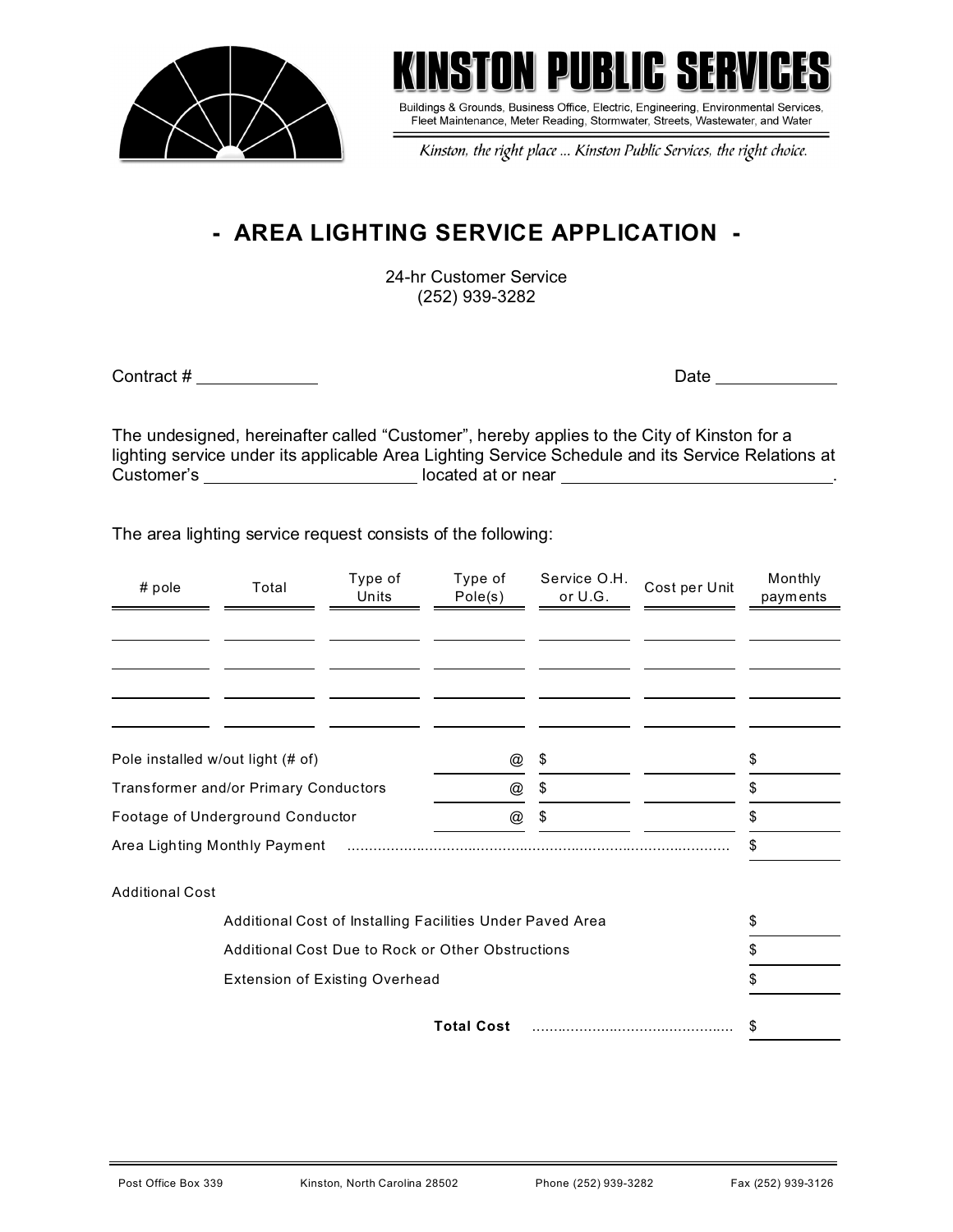# KINSTON PUBLIC SERVICES

Buildings & Grounds, Business Office, Electric, Engineering, Environmental Services, Fleet Maintenance, Meter Reading, Stormwater, Streets, Wastewater, and Water

*Kinston, the right place ... Kinston Public Services, the right choice.*

## - AREA LIGHTING SERVICE APPLICATION -

24-hr Customer Service
(252) 939-3282

Contract # ____________ Date ____________

The undesignated, hereinafter called "Customer", hereby applies to the City of Kinston for a lighting service under its applicable Area Lighting Service Schedule and its Service Relations at Customer's ______________________ located at or near ____________________________.

The area lighting service request consists of the following:

| # pole | Total | Type of Units | Type of Pole(s) | Service O.H. or U.G. | Cost per Unit | Monthly payments |
|---|---|---|---|---|---|---|
| | | | | | | |
| | | | | | | |
| | | | | | | |
| | | | | | | |

| | | | | |
|---|---|---|---|---|
| Pole installed w/out light (# of) | @ | $ | | $ |
| Transformer and/or Primary Conductors | @ | $ | | $ |
| Footage of Underground Conductor | @ | $ | | $ |
| Area Lighting Monthly Payment | | | | $ |

Additional Cost

| | |
|---|---|
| Additional Cost of Installing Facilities Under Paved Area | $ |
| Additional Cost Due to Rock or Other Obstructions | $ |
| Extension of Existing Overhead | $ |
| **Total Cost** | $ |

Post Office Box 339 Kinston, North Carolina 28502 Phone (252) 939-3282 Fax (252) 939-3126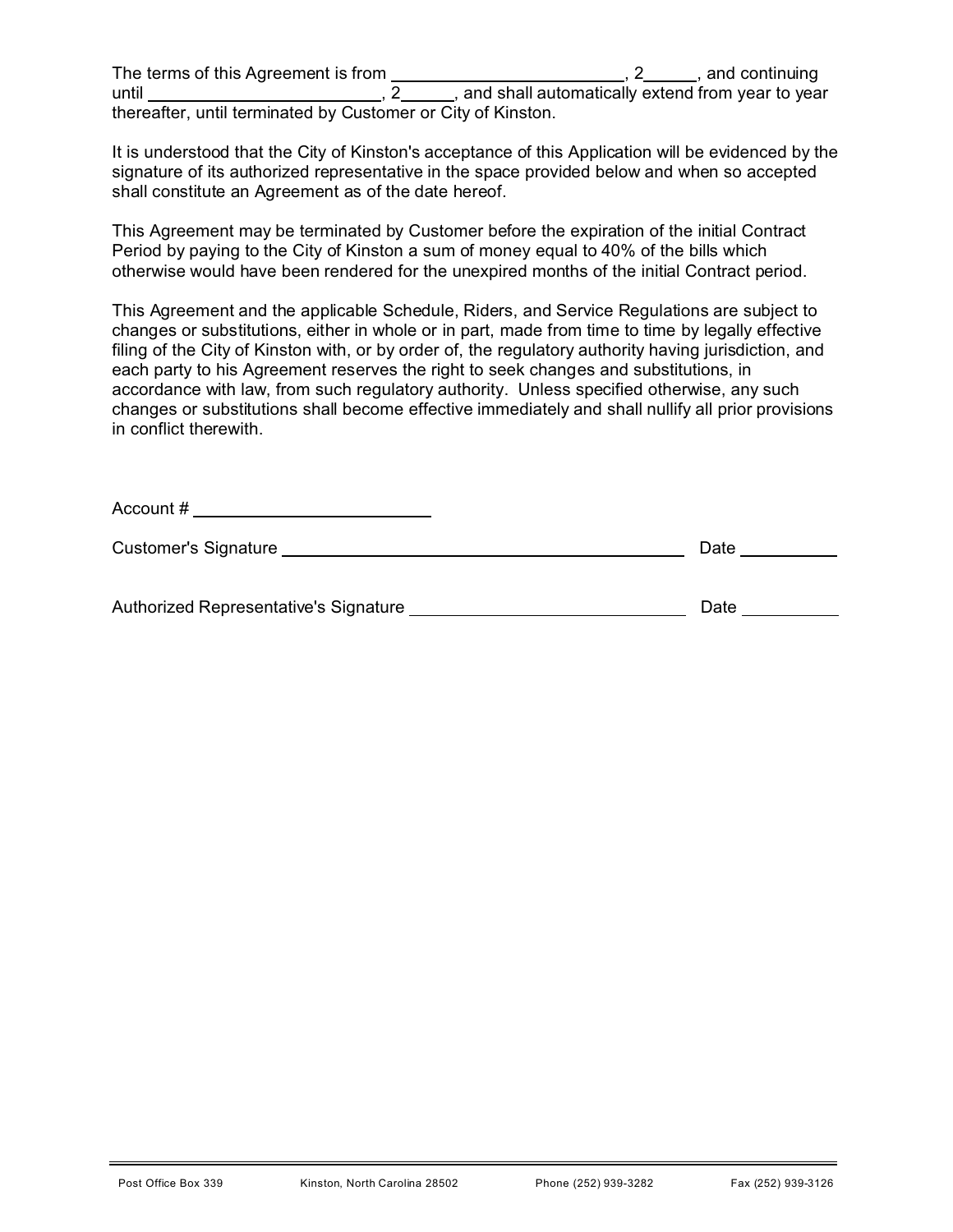The terms of this Agreement is from \_\_\_\_\_\_\_\_\_\_\_\_\_\_\_\_\_\_\_\_\_\_\_\_\_, 2\_\_\_\_\_, and continuing until \_\_\_\_\_\_\_\_\_\_\_\_\_\_\_\_\_\_\_\_\_\_\_\_\_, 2\_\_\_\_\_, and shall automatically extend from year to year thereafter, until terminated by Customer or City of Kinston.

It is understood that the City of Kinston's acceptance of this Application will be evidenced by the signature of its authorized representative in the space provided below and when so accepted shall constitute an Agreement as of the date hereof.

This Agreement may be terminated by Customer before the expiration of the initial Contract Period by paying to the City of Kinston a sum of money equal to 40% of the bills which otherwise would have been rendered for the unexpired months of the initial Contract period.

This Agreement and the applicable Schedule, Riders, and Service Regulations are subject to changes or substitutions, either in whole or in part, made from time to time by legally effective filing of the City of Kinston with, or by order of, the regulatory authority having jurisdiction, and each party to his Agreement reserves the right to seek changes and substitutions, in accordance with law, from such regulatory authority. Unless specified otherwise, any such changes or substitutions shall become effective immediately and shall nullify all prior provisions in conflict therewith.

Account # \_\_\_\_\_\_\_\_\_\_\_\_\_\_\_\_\_\_\_\_\_\_\_\_\_

Customer's Signature \_\_\_\_\_\_\_\_\_\_\_\_\_\_\_\_\_\_\_\_\_\_\_\_\_\_\_\_\_\_\_\_\_\_\_\_\_\_\_\_\_\_\_\_ Date \_\_\_\_\_\_\_\_\_\_

Authorized Representative's Signature \_\_\_\_\_\_\_\_\_\_\_\_\_\_\_\_\_\_\_\_\_\_\_\_\_\_\_\_\_\_ Date \_\_\_\_\_\_\_\_\_\_

Post Office Box 339 Kinston, North Carolina 28502 Phone (252) 939-3282 Fax (252) 939-3126